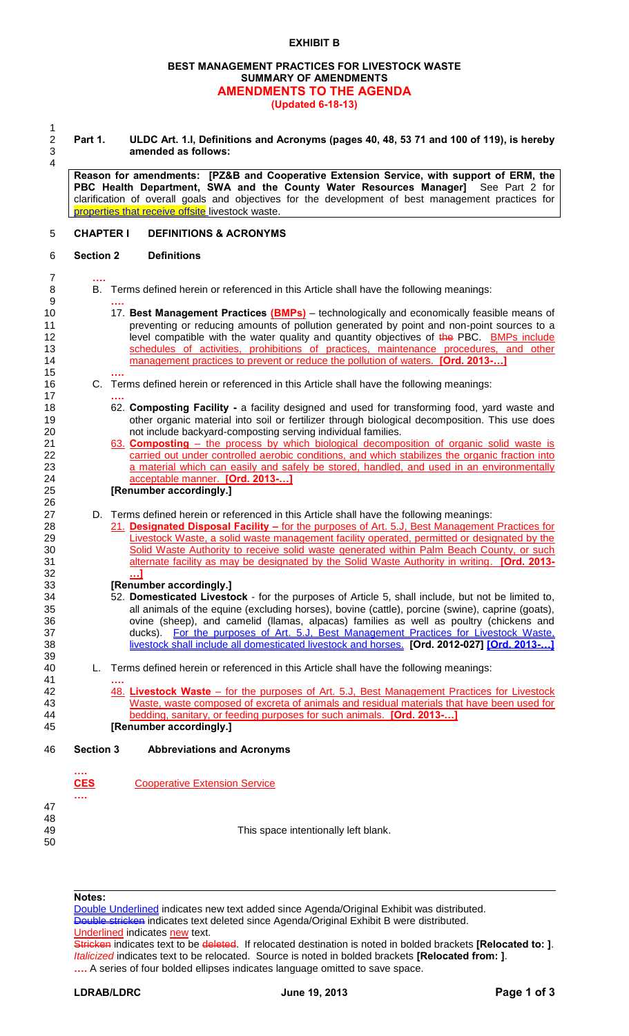# EXHIBIT B

## BEST MANAGEMENT PRACTICES FOR LIVESTOCK WASTE
## SUMMARY OF AMENDMENTS
## AMENDMENTS TO THE AGENDA
**(Updated 6-18-13)**

**Part 1. ULDC Art. 1.I, Definitions and Acronyms (pages 40, 48, 53 71 and 100 of 119), is hereby amended as follows:**

**Reason for amendments: [PZ&B and Cooperative Extension Service, with support of ERM, the PBC Health Department, SWA and the County Water Resources Manager]** See Part 2 for clarification of overall goals and objectives for the development of best management practices for properties that receive offsite livestock waste.

### CHAPTER I DEFINITIONS & ACRONYMS

### Section 2 Definitions

**….**

B. Terms defined herein or referenced in this Article shall have the following meanings:

**….**

17. **Best Management Practices (BMPs)** – technologically and economically feasible means of preventing or reducing amounts of pollution generated by point and non-point sources to a level compatible with the water quality and quantity objectives of ~~the~~ PBC. BMPs include schedules of activities, prohibitions of practices, maintenance procedures, and other management practices to prevent or reduce the pollution of waters. **[Ord. 2013-…]**

**….**

C. Terms defined herein or referenced in this Article shall have the following meanings:

**….**

62. **Composting Facility -** a facility designed and used for transforming food, yard waste and other organic material into soil or fertilizer through biological decomposition. This use does not include backyard-composting serving individual families.

63. **Composting** – the process by which biological decomposition of organic solid waste is carried out under controlled aerobic conditions, and which stabilizes the organic fraction into a material which can easily and safely be stored, handled, and used in an environmentally acceptable manner. **[Ord. 2013-…]**

**[Renumber accordingly.]**

D. Terms defined herein or referenced in this Article shall have the following meanings:

21. **Designated Disposal Facility –** for the purposes of Art. 5.J, Best Management Practices for Livestock Waste, a solid waste management facility operated, permitted or designated by the Solid Waste Authority to receive solid waste generated within Palm Beach County, or such alternate facility as may be designated by the Solid Waste Authority in writing. **[Ord. 2013-…]**

**[Renumber accordingly.]**

52. **Domesticated Livestock** - for the purposes of Article 5, shall include, but not be limited to, all animals of the equine (excluding horses), bovine (cattle), porcine (swine), caprine (goats), ovine (sheep), and camelid (llamas, alpacas) families as well as poultry (chickens and ducks). For the purposes of Art. 5.J, Best Management Practices for Livestock Waste, livestock shall include all domesticated livestock and horses. **[Ord. 2012-027] [Ord. 2013-…]**

L. Terms defined herein or referenced in this Article shall have the following meanings:

**….**

48. **Livestock Waste** – for the purposes of Art. 5.J, Best Management Practices for Livestock Waste, waste composed of excreta of animals and residual materials that have been used for bedding, sanitary, or feeding purposes for such animals. **[Ord. 2013-…]**

**[Renumber accordingly.]**

### Section 3 Abbreviations and Acronyms

**….**

**CES** Cooperative Extension Service

**….**

This space intentionally left blank.

---

**Notes:**

Double Underlined indicates new text added since Agenda/Original Exhibit was distributed.
~~Double stricken~~ indicates text deleted since Agenda/Original Exhibit B were distributed.
Underlined indicates new text.
~~Stricken~~ indicates text to be ~~deleted~~. If relocated destination is noted in bolded brackets **[Relocated to: ]**.
*Italicized* indicates text to be relocated. Source is noted in bolded brackets **[Relocated from: ]**.
**….** A series of four bolded ellipses indicates language omitted to save space.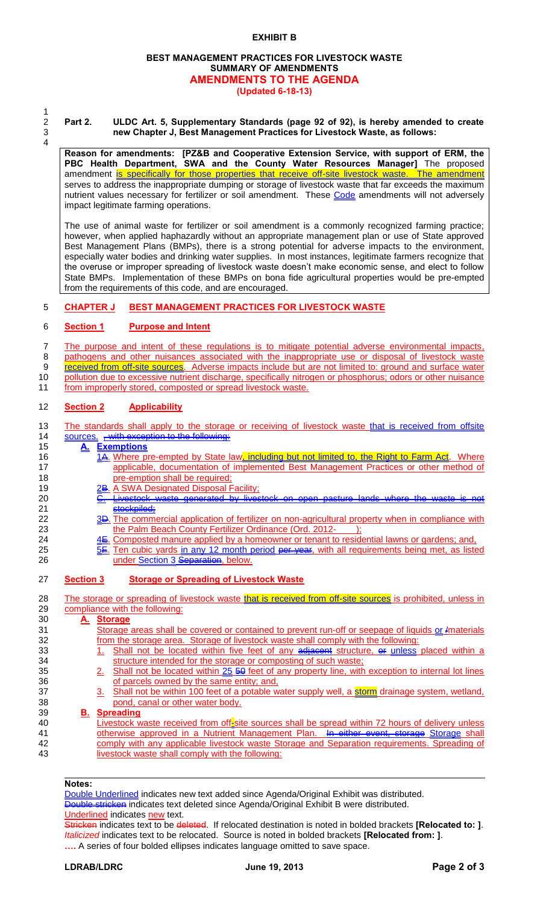**EXHIBIT B**

**BEST MANAGEMENT PRACTICES FOR LIVESTOCK WASTE**
**SUMMARY OF AMENDMENTS**
**AMENDMENTS TO THE AGENDA**
**(Updated 6-18-13)**

**Part 2. ULDC Art. 5, Supplementary Standards (page 92 of 92), is hereby amended to create new Chapter J, Best Management Practices for Livestock Waste, as follows:**

**Reason for amendments: [PZ&B and Cooperative Extension Service, with support of ERM, the PBC Health Department, SWA and the County Water Resources Manager]** The proposed amendment is specifically for those properties that receive off-site livestock waste. The amendment serves to address the inappropriate dumping or storage of livestock waste that far exceeds the maximum nutrient values necessary for fertilizer or soil amendment. These Code amendments will not adversely impact legitimate farming operations.

The use of animal waste for fertilizer or soil amendment is a commonly recognized farming practice; however, when applied haphazardly without an appropriate management plan or use of State approved Best Management Plans (BMPs), there is a strong potential for adverse impacts to the environment, especially water bodies and drinking water supplies. In most instances, legitimate farmers recognize that the overuse or improper spreading of livestock waste doesn't make economic sense, and elect to follow State BMPs. Implementation of these BMPs on bona fide agricultural properties would be pre-empted from the requirements of this code, and are encouraged.

## CHAPTER J BEST MANAGEMENT PRACTICES FOR LIVESTOCK WASTE

### Section 1 Purpose and Intent

The purpose and intent of these regulations is to mitigate potential adverse environmental impacts, pathogens and other nuisances associated with the inappropriate use or disposal of livestock waste received from off-site sources. Adverse impacts include but are not limited to: ground and surface water pollution due to excessive nutrient discharge, specifically nitrogen or phosphorus; odors or other nuisance from improperly stored, composted or spread livestock waste.

### Section 2 Applicability

The standards shall apply to the storage or receiving of livestock waste that is received from offsite sources. ~~, with exception to the following:~~

**A. Exemptions**

1~~A~~. Where pre-empted by State law, including but not limited to, the Right to Farm Act. Where applicable, documentation of implemented Best Management Practices or other method of pre-emption shall be required;

2~~B~~. A SWA Designated Disposal Facility;

~~C. Livestock waste generated by livestock on open pasture lands where the waste is not stockpiled;~~

3~~D~~. The commercial application of fertilizer on non-agricultural property when in compliance with the Palm Beach County Fertilizer Ordinance (Ord. 2012-\_\_\_\_);

4~~E~~. Composted manure applied by a homeowner or tenant to residential lawns or gardens; and,

5~~F~~. Ten cubic yards in any 12 month period ~~per year~~, with all requirements being met, as listed under Section 3 ~~Separation~~, below.

### Section 3 Storage or Spreading of Livestock Waste

The storage or spreading of livestock waste that is received from off-site sources is prohibited, unless in compliance with the following:

**A. Storage**

Storage areas shall be covered or contained to prevent run-off or seepage of liquids or ~~/~~materials from the storage area. Storage of livestock waste shall comply with the following:

1. Shall not be located within five feet of any ~~adjacent~~ structure, ~~or~~ unless placed within a structure intended for the storage or composting of such waste;
2. Shall not be located within 25 ~~50~~ feet of any property line, with exception to internal lot lines of parcels owned by the same entity; and,
3. Shall not be within 100 feet of a potable water supply well, a storm drainage system, wetland, pond, canal or other water body.

**B. Spreading**

Livestock waste received from off-site sources shall be spread within 72 hours of delivery unless otherwise approved in a Nutrient Management Plan. ~~In either event, storage~~ Storage shall comply with any applicable livestock waste Storage and Separation requirements. Spreading of livestock waste shall comply with the following:

**Notes:**

Double Underlined indicates new text added since Agenda/Original Exhibit was distributed.
~~Double stricken~~ indicates text deleted since Agenda/Original Exhibit B were distributed.
Underlined indicates new text.
~~Stricken~~ indicates text to be deleted. If relocated destination is noted in bolded brackets **[Relocated to: ]**.
*Italicized* indicates text to be relocated. Source is noted in bolded brackets **[Relocated from: ]**.
**….** A series of four bolded ellipses indicates language omitted to save space.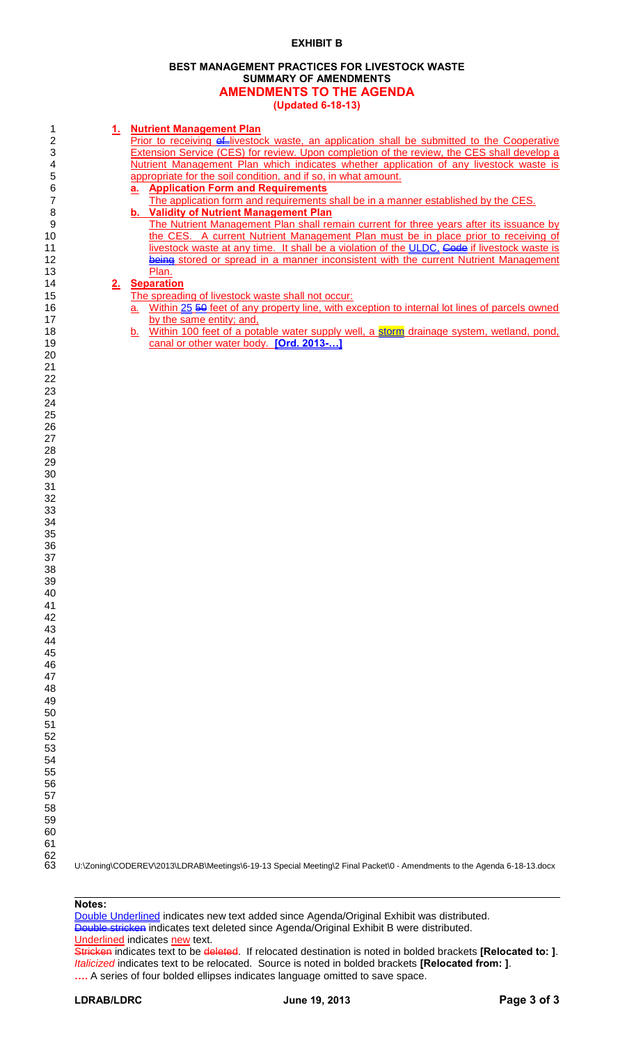**EXHIBIT B**

**BEST MANAGEMENT PRACTICES FOR LIVESTOCK WASTE**
**SUMMARY OF AMENDMENTS**
**AMENDMENTS TO THE AGENDA**
**(Updated 6-18-13)**

1. **Nutrient Management Plan**
   Prior to receiving ~~of~~ livestock waste, an application shall be submitted to the Cooperative Extension Service (CES) for review. Upon completion of the review, the CES shall develop a Nutrient Management Plan which indicates whether application of any livestock waste is appropriate for the soil condition, and if so, in what amount.
   a. **Application Form and Requirements**
      The application form and requirements shall be in a manner established by the CES.
   b. **Validity of Nutrient Management Plan**
      The Nutrient Management Plan shall remain current for three years after its issuance by the CES. A current Nutrient Management Plan must be in place prior to receiving of livestock waste at any time. It shall be a violation of the ULDC, ~~Code~~ if livestock waste is ~~being~~ stored or spread in a manner inconsistent with the current Nutrient Management Plan.
2. **Separation**
   The spreading of livestock waste shall not occur:
   a. Within 25 ~~50~~ feet of any property line, with exception to internal lot lines of parcels owned by the same entity; and,
   b. Within 100 feet of a potable water supply well, a storm drainage system, wetland, pond, canal or other water body. **[Ord. 2013-…]**

U:\Zoning\CODEREV\2013\LDRAB\Meetings\6-19-13 Special Meeting\2 Final Packet\0 - Amendments to the Agenda 6-18-13.docx

**Notes:**
Double Underlined indicates new text added since Agenda/Original Exhibit was distributed.
~~Double stricken~~ indicates text deleted since Agenda/Original Exhibit B were distributed.
Underlined indicates new text.
~~Stricken~~ indicates text to be ~~deleted~~. If relocated destination is noted in bolded brackets **[Relocated to: ]**.
*Italicized* indicates text to be relocated. Source is noted in bolded brackets **[Relocated from: ]**.
**….** A series of four bolded ellipses indicates language omitted to save space.

**LDRAB/LDRC** **June 19, 2013**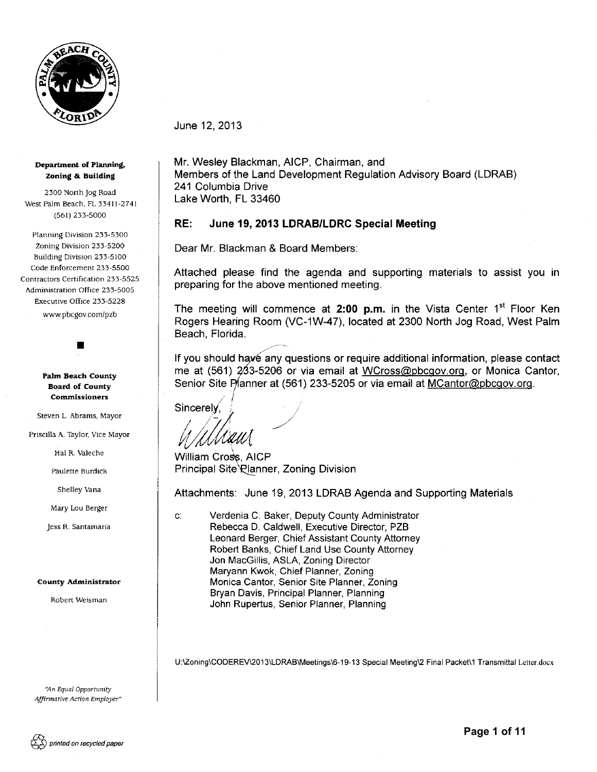**Department of Planning, Zoning & Building**

2300 North Jog Road
West Palm Beach, FL 33411-2741
(561) 233-5000

Planning Division 233-5300
Zoning Division 233-5200
Building Division 233-5100
Code Enforcement 233-5500
Contractors Certification 233-5525
Administration Office 233-5005
Executive Office 233-5228
www.pbcgov.com/pzb

**Palm Beach County Board of County Commissioners**

Steven L. Abrams, Mayor

Priscilla A. Taylor, Vice Mayor

Hal R. Valeche

Paulette Burdick

Shelley Vana

Mary Lou Berger

Jess R. Santamaria

**County Administrator**

Robert Weisman

*"An Equal Opportunity Affirmative Action Employer"*

*printed on recycled paper*

June 12, 2013

Mr. Wesley Blackman, AICP, Chairman, and
Members of the Land Development Regulation Advisory Board (LDRAB)
241 Columbia Drive
Lake Worth, FL 33460

**RE: June 19, 2013 LDRAB/LDRC Special Meeting**

Dear Mr. Blackman & Board Members:

Attached please find the agenda and supporting materials to assist you in preparing for the above mentioned meeting.

The meeting will commence at **2:00 p.m.** in the Vista Center 1st Floor Ken Rogers Hearing Room (VC-1W-47), located at 2300 North Jog Road, West Palm Beach, Florida.

If you should have any questions or require additional information, please contact me at (561) 233-5206 or via email at WCross@pbcgov.org, or Monica Cantor, Senior Site Planner at (561) 233-5205 or via email at MCantor@pbcgov.org.

Sincerely,

William Cross, AICP
Principal Site Planner, Zoning Division

Attachments: June 19, 2013 LDRAB Agenda and Supporting Materials

c: Verdenia C. Baker, Deputy County Administrator
Rebecca D. Caldwell, Executive Director, PZB
Leonard Berger, Chief Assistant County Attorney
Robert Banks, Chief Land Use County Attorney
Jon MacGillis, ASLA, Zoning Director
Maryann Kwok, Chief Planner, Zoning
Monica Cantor, Senior Site Planner, Zoning
Bryan Davis, Principal Planner, Planning
John Rupertus, Senior Planner, Planning

U:\Zoning\CODEREV\2013\LDRAB\Meetings\6-19-13 Special Meeting\2 Final Packet\1 Transmittal Letter.docx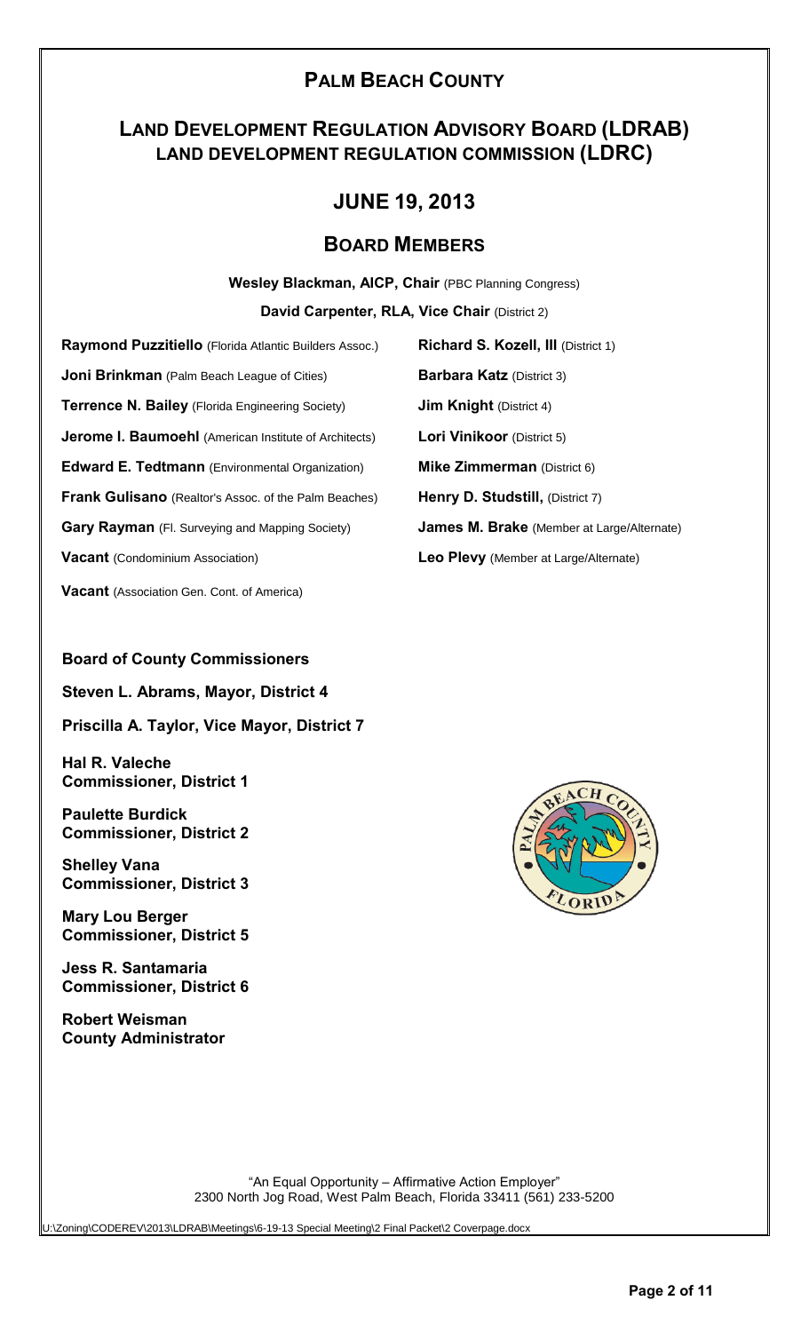# PALM BEACH COUNTY

## LAND DEVELOPMENT REGULATION ADVISORY BOARD (LDRAB)
## LAND DEVELOPMENT REGULATION COMMISSION (LDRC)

## JUNE 19, 2013

## BOARD MEMBERS

**Wesley Blackman, AICP, Chair** (PBC Planning Congress)

**David Carpenter, RLA, Vice Chair** (District 2)

**Raymond Puzzitiello** (Florida Atlantic Builders Assoc.)

**Joni Brinkman** (Palm Beach League of Cities)

**Terrence N. Bailey** (Florida Engineering Society)

**Jerome I. Baumoehl** (American Institute of Architects)

**Edward E. Tedtmann** (Environmental Organization)

**Frank Gulisano** (Realtor's Assoc. of the Palm Beaches)

**Gary Rayman** (Fl. Surveying and Mapping Society)

**Vacant** (Condominium Association)

**Vacant** (Association Gen. Cont. of America)

**Richard S. Kozell, III** (District 1)

**Barbara Katz** (District 3)

**Jim Knight** (District 4)

**Lori Vinikoor** (District 5)

**Mike Zimmerman** (District 6)

**Henry D. Studstill,** (District 7)

**James M. Brake** (Member at Large/Alternate)

**Leo Plevy** (Member at Large/Alternate)

**Board of County Commissioners**

**Steven L. Abrams, Mayor, District 4**

**Priscilla A. Taylor, Vice Mayor, District 7**

**Hal R. Valeche**
**Commissioner, District 1**

**Paulette Burdick**
**Commissioner, District 2**

**Shelley Vana**
**Commissioner, District 3**

**Mary Lou Berger**
**Commissioner, District 5**

**Jess R. Santamaria**
**Commissioner, District 6**

**Robert Weisman**
**County Administrator**

"An Equal Opportunity – Affirmative Action Employer"
2300 North Jog Road, West Palm Beach, Florida 33411 (561) 233-5200

U:\Zoning\CODEREV\2013\LDRAB\Meetings\6-19-13 Special Meeting\2 Final Packet\2 Coverpage.docx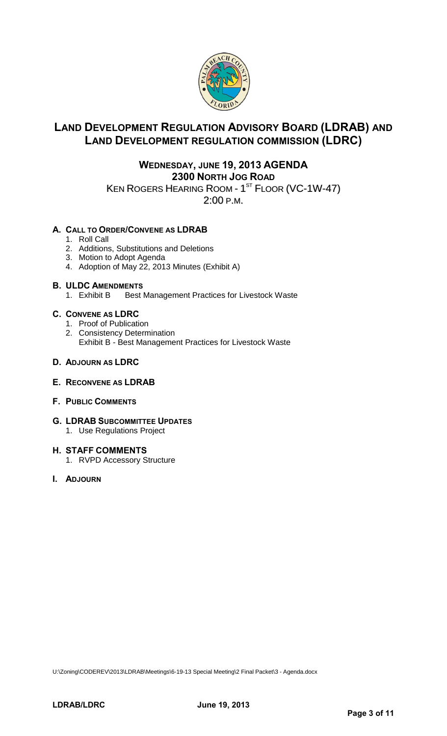# Land Development Regulation Advisory Board (LDRAB) and Land Development Regulation Commission (LDRC)

## Wednesday, June 19, 2013 Agenda

**2300 North Jog Road**

Ken Rogers Hearing Room - 1st Floor (VC-1W-47)

2:00 P.M.

### A. Call to Order/Convene as LDRAB

1. Roll Call
2. Additions, Substitutions and Deletions
3. Motion to Adopt Agenda
4. Adoption of May 22, 2013 Minutes (Exhibit A)

### B. ULDC Amendments

1. Exhibit B Best Management Practices for Livestock Waste

### C. Convene as LDRC

1. Proof of Publication
2. Consistency Determination
   Exhibit B - Best Management Practices for Livestock Waste

### D. Adjourn as LDRC

### E. Reconvene as LDRAB

### F. Public Comments

### G. LDRAB Subcommittee Updates

1. Use Regulations Project

### H. Staff Comments

1. RVPD Accessory Structure

### I. Adjourn

U:\Zoning\CODEREV\2013\LDRAB\Meetings\6-19-13 Special Meeting\2 Final Packet\3 - Agenda.docx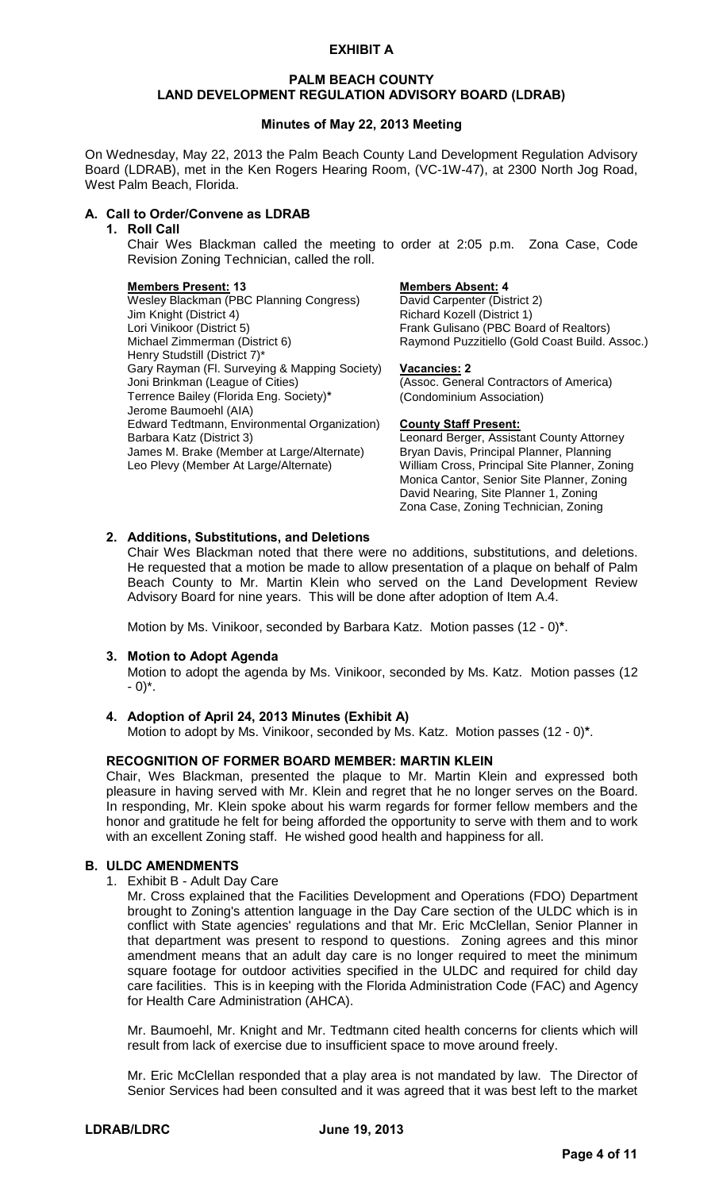**EXHIBIT A**

**PALM BEACH COUNTY**
**LAND DEVELOPMENT REGULATION ADVISORY BOARD (LDRAB)**

**Minutes of May 22, 2013 Meeting**

On Wednesday, May 22, 2013 the Palm Beach County Land Development Regulation Advisory Board (LDRAB), met in the Ken Rogers Hearing Room, (VC-1W-47), at 2300 North Jog Road, West Palm Beach, Florida.

## A. Call to Order/Convene as LDRAB

### 1. Roll Call

Chair Wes Blackman called the meeting to order at 2:05 p.m. Zona Case, Code Revision Zoning Technician, called the roll.

**Members Present: 13**
Wesley Blackman (PBC Planning Congress)
Jim Knight (District 4)
Lori Vinikoor (District 5)
Michael Zimmerman (District 6)
Henry Studstill (District 7)*
Gary Rayman (Fl. Surveying & Mapping Society)
Joni Brinkman (League of Cities)
Terrence Bailey (Florida Eng. Society)*
Jerome Baumoehl (AIA)
Edward Tedtmann, Environmental Organization)
Barbara Katz (District 3)
James M. Brake (Member at Large/Alternate)
Leo Plevy (Member At Large/Alternate)

**Members Absent: 4**
David Carpenter (District 2)
Richard Kozell (District 1)
Frank Gulisano (PBC Board of Realtors)
Raymond Puzzitiello (Gold Coast Build. Assoc.)

**Vacancies: 2**
(Assoc. General Contractors of America)
(Condominium Association)

**County Staff Present:**
Leonard Berger, Assistant County Attorney
Bryan Davis, Principal Planner, Planning
William Cross, Principal Site Planner, Zoning
Monica Cantor, Senior Site Planner, Zoning
David Nearing, Site Planner 1, Zoning
Zona Case, Zoning Technician, Zoning

### 2. Additions, Substitutions, and Deletions

Chair Wes Blackman noted that there were no additions, substitutions, and deletions. He requested that a motion be made to allow presentation of a plaque on behalf of Palm Beach County to Mr. Martin Klein who served on the Land Development Review Advisory Board for nine years. This will be done after adoption of Item A.4.

Motion by Ms. Vinikoor, seconded by Barbara Katz. Motion passes (12 - 0)*.

### 3. Motion to Adopt Agenda

Motion to adopt the agenda by Ms. Vinikoor, seconded by Ms. Katz. Motion passes (12 - 0)*.

### 4. Adoption of April 24, 2013 Minutes (Exhibit A)

Motion to adopt by Ms. Vinikoor, seconded by Ms. Katz. Motion passes (12 - 0)*.

**RECOGNITION OF FORMER BOARD MEMBER: MARTIN KLEIN**

Chair, Wes Blackman, presented the plaque to Mr. Martin Klein and expressed both pleasure in having served with Mr. Klein and regret that he no longer serves on the Board. In responding, Mr. Klein spoke about his warm regards for former fellow members and the honor and gratitude he felt for being afforded the opportunity to serve with them and to work with an excellent Zoning staff. He wished good health and happiness for all.

## B. ULDC AMENDMENTS

1. Exhibit B - Adult Day Care

Mr. Cross explained that the Facilities Development and Operations (FDO) Department brought to Zoning's attention language in the Day Care section of the ULDC which is in conflict with State agencies' regulations and that Mr. Eric McClellan, Senior Planner in that department was present to respond to questions. Zoning agrees and this minor amendment means that an adult day care is no longer required to meet the minimum square footage for outdoor activities specified in the ULDC and required for child day care facilities. This is in keeping with the Florida Administration Code (FAC) and Agency for Health Care Administration (AHCA).

Mr. Baumoehl, Mr. Knight and Mr. Tedtmann cited health concerns for clients which will result from lack of exercise due to insufficient space to move around freely.

Mr. Eric McClellan responded that a play area is not mandated by law. The Director of Senior Services had been consulted and it was agreed that it was best left to the market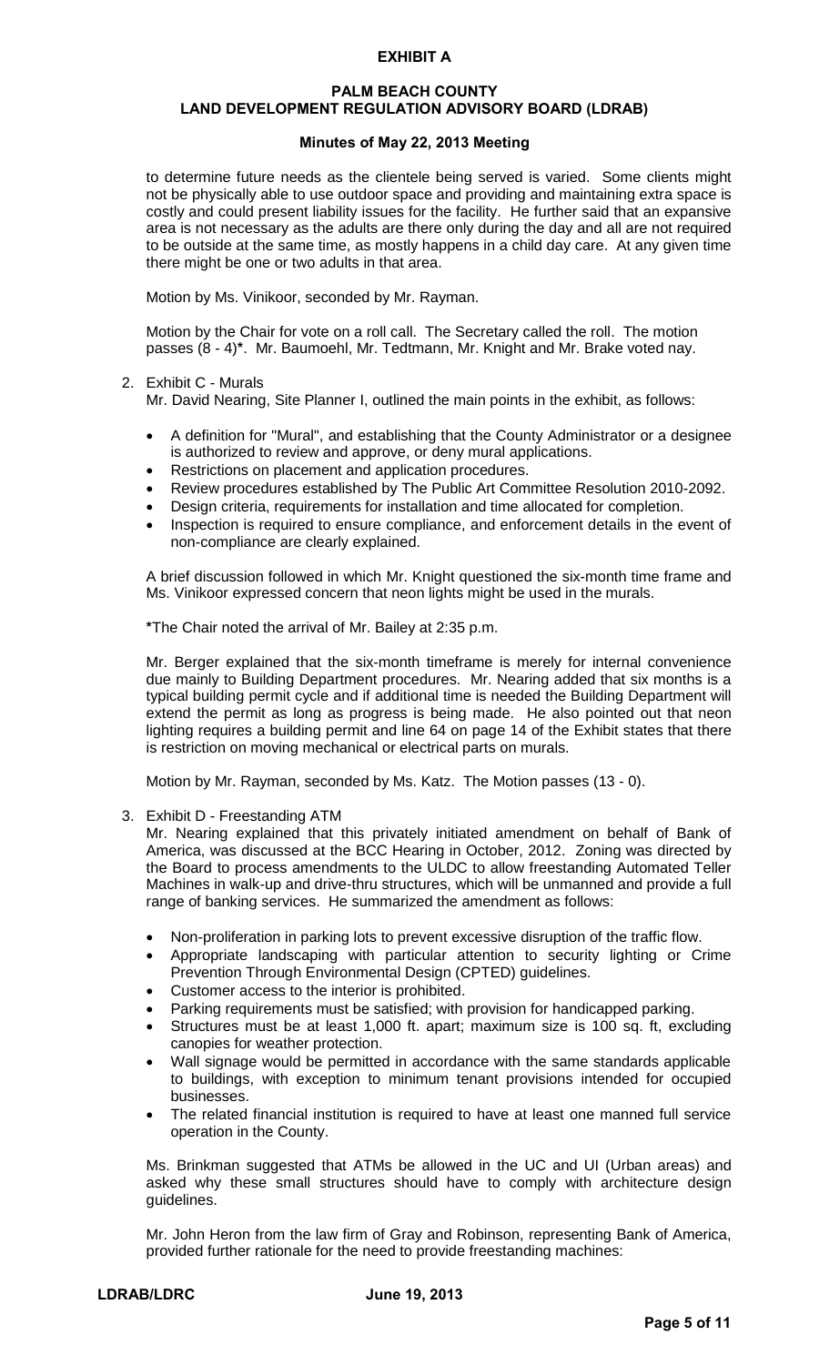# EXHIBIT A

## PALM BEACH COUNTY
## LAND DEVELOPMENT REGULATION ADVISORY BOARD (LDRAB)

### Minutes of May 22, 2013 Meeting

to determine future needs as the clientele being served is varied. Some clients might not be physically able to use outdoor space and providing and maintaining extra space is costly and could present liability issues for the facility. He further said that an expansive area is not necessary as the adults are there only during the day and all are not required to be outside at the same time, as mostly happens in a child day care. At any given time there might be one or two adults in that area.

Motion by Ms. Vinikoor, seconded by Mr. Rayman.

Motion by the Chair for vote on a roll call. The Secretary called the roll. The motion passes (8 - 4)*. Mr. Baumoehl, Mr. Tedtmann, Mr. Knight and Mr. Brake voted nay.

2. Exhibit C - Murals

   Mr. David Nearing, Site Planner I, outlined the main points in the exhibit, as follows:

   - A definition for "Mural", and establishing that the County Administrator or a designee is authorized to review and approve, or deny mural applications.
   - Restrictions on placement and application procedures.
   - Review procedures established by The Public Art Committee Resolution 2010-2092.
   - Design criteria, requirements for installation and time allocated for completion.
   - Inspection is required to ensure compliance, and enforcement details in the event of non-compliance are clearly explained.

   A brief discussion followed in which Mr. Knight questioned the six-month time frame and Ms. Vinikoor expressed concern that neon lights might be used in the murals.

   *The Chair noted the arrival of Mr. Bailey at 2:35 p.m.

   Mr. Berger explained that the six-month timeframe is merely for internal convenience due mainly to Building Department procedures. Mr. Nearing added that six months is a typical building permit cycle and if additional time is needed the Building Department will extend the permit as long as progress is being made. He also pointed out that neon lighting requires a building permit and line 64 on page 14 of the Exhibit states that there is restriction on moving mechanical or electrical parts on murals.

   Motion by Mr. Rayman, seconded by Ms. Katz. The Motion passes (13 - 0).

3. Exhibit D - Freestanding ATM

   Mr. Nearing explained that this privately initiated amendment on behalf of Bank of America, was discussed at the BCC Hearing in October, 2012. Zoning was directed by the Board to process amendments to the ULDC to allow freestanding Automated Teller Machines in walk-up and drive-thru structures, which will be unmanned and provide a full range of banking services. He summarized the amendment as follows:

   - Non-proliferation in parking lots to prevent excessive disruption of the traffic flow.
   - Appropriate landscaping with particular attention to security lighting or Crime Prevention Through Environmental Design (CPTED) guidelines.
   - Customer access to the interior is prohibited.
   - Parking requirements must be satisfied; with provision for handicapped parking.
   - Structures must be at least 1,000 ft. apart; maximum size is 100 sq. ft, excluding canopies for weather protection.
   - Wall signage would be permitted in accordance with the same standards applicable to buildings, with exception to minimum tenant provisions intended for occupied businesses.
   - The related financial institution is required to have at least one manned full service operation in the County.

   Ms. Brinkman suggested that ATMs be allowed in the UC and UI (Urban areas) and asked why these small structures should have to comply with architecture design guidelines.

   Mr. John Heron from the law firm of Gray and Robinson, representing Bank of America, provided further rationale for the need to provide freestanding machines: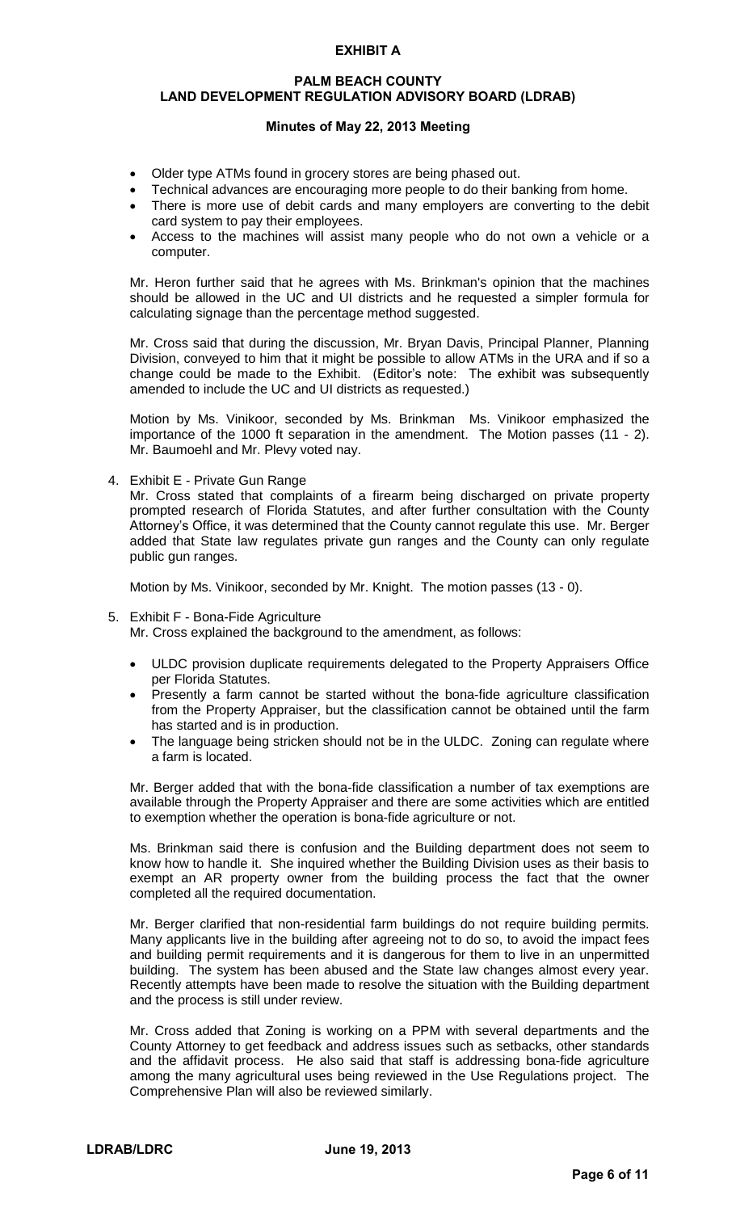- Older type ATMs found in grocery stores are being phased out.
- Technical advances are encouraging more people to do their banking from home.
- There is more use of debit cards and many employers are converting to the debit card system to pay their employees.
- Access to the machines will assist many people who do not own a vehicle or a computer.

Mr. Heron further said that he agrees with Ms. Brinkman's opinion that the machines should be allowed in the UC and UI districts and he requested a simpler formula for calculating signage than the percentage method suggested.

Mr. Cross said that during the discussion, Mr. Bryan Davis, Principal Planner, Planning Division, conveyed to him that it might be possible to allow ATMs in the URA and if so a change could be made to the Exhibit. (Editor's note: The exhibit was subsequently amended to include the UC and UI districts as requested.)

Motion by Ms. Vinikoor, seconded by Ms. Brinkman Ms. Vinikoor emphasized the importance of the 1000 ft separation in the amendment. The Motion passes (11 - 2). Mr. Baumoehl and Mr. Plevy voted nay.

4. Exhibit E - Private Gun Range

   Mr. Cross stated that complaints of a firearm being discharged on private property prompted research of Florida Statutes, and after further consultation with the County Attorney's Office, it was determined that the County cannot regulate this use. Mr. Berger added that State law regulates private gun ranges and the County can only regulate public gun ranges.

   Motion by Ms. Vinikoor, seconded by Mr. Knight. The motion passes (13 - 0).

5. Exhibit F - Bona-Fide Agriculture

   Mr. Cross explained the background to the amendment, as follows:

   - ULDC provision duplicate requirements delegated to the Property Appraisers Office per Florida Statutes.
   - Presently a farm cannot be started without the bona-fide agriculture classification from the Property Appraiser, but the classification cannot be obtained until the farm has started and is in production.
   - The language being stricken should not be in the ULDC. Zoning can regulate where a farm is located.

   Mr. Berger added that with the bona-fide classification a number of tax exemptions are available through the Property Appraiser and there are some activities which are entitled to exemption whether the operation is bona-fide agriculture or not.

   Ms. Brinkman said there is confusion and the Building department does not seem to know how to handle it. She inquired whether the Building Division uses as their basis to exempt an AR property owner from the building process the fact that the owner completed all the required documentation.

   Mr. Berger clarified that non-residential farm buildings do not require building permits. Many applicants live in the building after agreeing not to do so, to avoid the impact fees and building permit requirements and it is dangerous for them to live in an unpermitted building. The system has been abused and the State law changes almost every year. Recently attempts have been made to resolve the situation with the Building department and the process is still under review.

   Mr. Cross added that Zoning is working on a PPM with several departments and the County Attorney to get feedback and address issues such as setbacks, other standards and the affidavit process. He also said that staff is addressing bona-fide agriculture among the many agricultural uses being reviewed in the Use Regulations project. The Comprehensive Plan will also be reviewed similarly.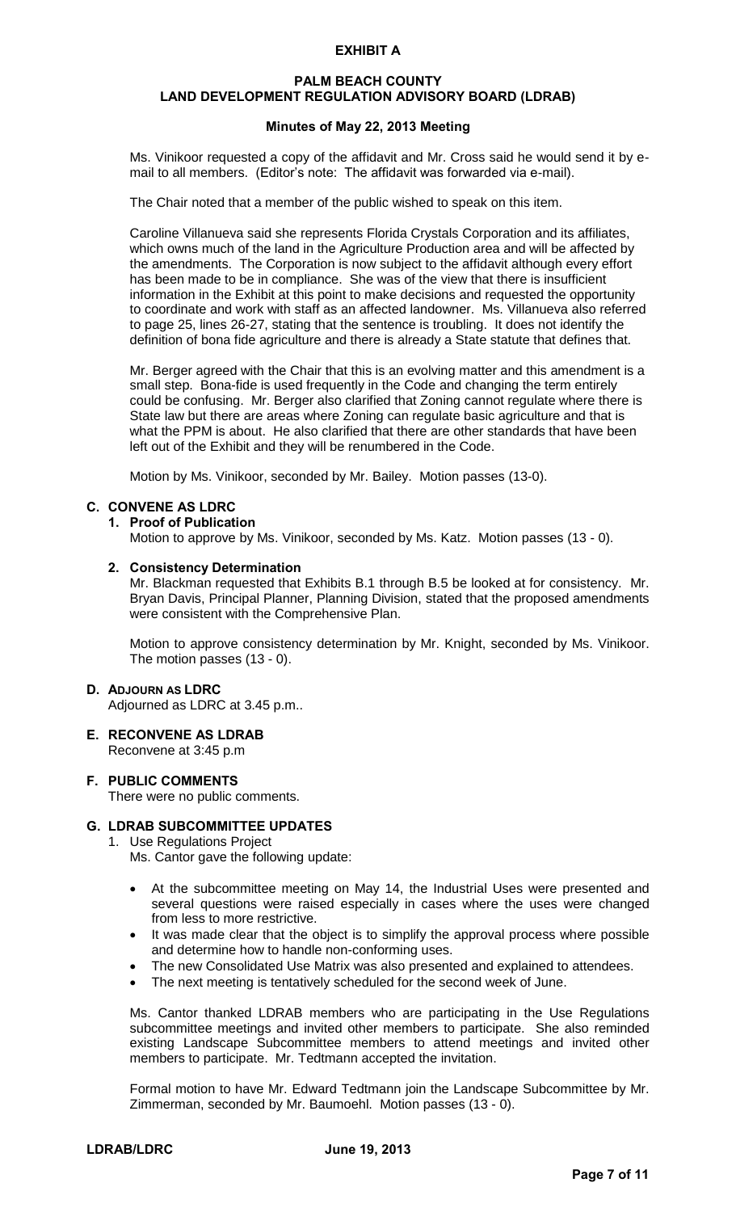**EXHIBIT A**

**PALM BEACH COUNTY**
**LAND DEVELOPMENT REGULATION ADVISORY BOARD (LDRAB)**

**Minutes of May 22, 2013 Meeting**

Ms. Vinikoor requested a copy of the affidavit and Mr. Cross said he would send it by e-mail to all members. (Editor's note: The affidavit was forwarded via e-mail).

The Chair noted that a member of the public wished to speak on this item.

Caroline Villanueva said she represents Florida Crystals Corporation and its affiliates, which owns much of the land in the Agriculture Production area and will be affected by the amendments. The Corporation is now subject to the affidavit although every effort has been made to be in compliance. She was of the view that there is insufficient information in the Exhibit at this point to make decisions and requested the opportunity to coordinate and work with staff as an affected landowner. Ms. Villanueva also referred to page 25, lines 26-27, stating that the sentence is troubling. It does not identify the definition of bona fide agriculture and there is already a State statute that defines that.

Mr. Berger agreed with the Chair that this is an evolving matter and this amendment is a small step. Bona-fide is used frequently in the Code and changing the term entirely could be confusing. Mr. Berger also clarified that Zoning cannot regulate where there is State law but there are areas where Zoning can regulate basic agriculture and that is what the PPM is about. He also clarified that there are other standards that have been left out of the Exhibit and they will be renumbered in the Code.

Motion by Ms. Vinikoor, seconded by Mr. Bailey. Motion passes (13-0).

## C. CONVENE AS LDRC

### 1. Proof of Publication

Motion to approve by Ms. Vinikoor, seconded by Ms. Katz. Motion passes (13 - 0).

### 2. Consistency Determination

Mr. Blackman requested that Exhibits B.1 through B.5 be looked at for consistency. Mr. Bryan Davis, Principal Planner, Planning Division, stated that the proposed amendments were consistent with the Comprehensive Plan.

Motion to approve consistency determination by Mr. Knight, seconded by Ms. Vinikoor. The motion passes (13 - 0).

## D. ADJOURN AS LDRC

Adjourned as LDRC at 3.45 p.m..

## E. RECONVENE AS LDRAB

Reconvene at 3:45 p.m

## F. PUBLIC COMMENTS

There were no public comments.

## G. LDRAB SUBCOMMITTEE UPDATES

1. Use Regulations Project

Ms. Cantor gave the following update:

- At the subcommittee meeting on May 14, the Industrial Uses were presented and several questions were raised especially in cases where the uses were changed from less to more restrictive.
- It was made clear that the object is to simplify the approval process where possible and determine how to handle non-conforming uses.
- The new Consolidated Use Matrix was also presented and explained to attendees.
- The next meeting is tentatively scheduled for the second week of June.

Ms. Cantor thanked LDRAB members who are participating in the Use Regulations subcommittee meetings and invited other members to participate. She also reminded existing Landscape Subcommittee members to attend meetings and invited other members to participate. Mr. Tedtmann accepted the invitation.

Formal motion to have Mr. Edward Tedtmann join the Landscape Subcommittee by Mr. Zimmerman, seconded by Mr. Baumoehl. Motion passes (13 - 0).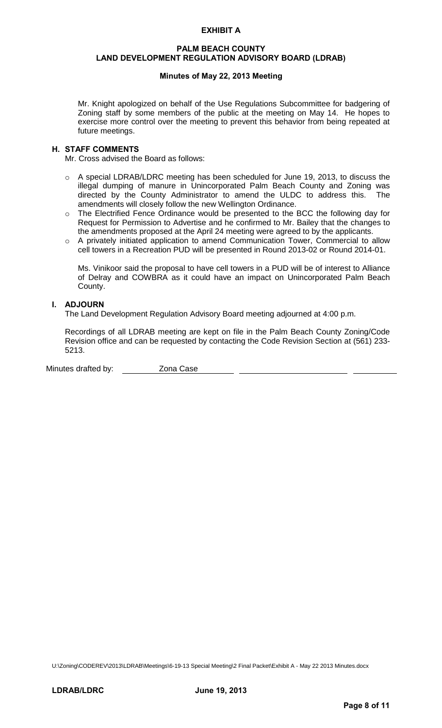**EXHIBIT A**

**PALM BEACH COUNTY**
**LAND DEVELOPMENT REGULATION ADVISORY BOARD (LDRAB)**

**Minutes of May 22, 2013 Meeting**

Mr. Knight apologized on behalf of the Use Regulations Subcommittee for badgering of Zoning staff by some members of the public at the meeting on May 14. He hopes to exercise more control over the meeting to prevent this behavior from being repeated at future meetings.

## H. STAFF COMMENTS

Mr. Cross advised the Board as follows:

- A special LDRAB/LDRC meeting has been scheduled for June 19, 2013, to discuss the illegal dumping of manure in Unincorporated Palm Beach County and Zoning was directed by the County Administrator to amend the ULDC to address this. The amendments will closely follow the new Wellington Ordinance.
- The Electrified Fence Ordinance would be presented to the BCC the following day for Request for Permission to Advertise and he confirmed to Mr. Bailey that the changes to the amendments proposed at the April 24 meeting were agreed to by the applicants.
- A privately initiated application to amend Communication Tower, Commercial to allow cell towers in a Recreation PUD will be presented in Round 2013-02 or Round 2014-01.

Ms. Vinikoor said the proposal to have cell towers in a PUD will be of interest to Alliance of Delray and COWBRA as it could have an impact on Unincorporated Palm Beach County.

## I. ADJOURN

The Land Development Regulation Advisory Board meeting adjourned at 4:00 p.m.

Recordings of all LDRAB meeting are kept on file in the Palm Beach County Zoning/Code Revision office and can be requested by contacting the Code Revision Section at (561) 233-5213.

Minutes drafted by: Zona Case

U:\Zoning\CODEREV\2013\LDRAB\Meetings\6-19-13 Special Meeting\2 Final Packet\Exhibit A - May 22 2013 Minutes.docx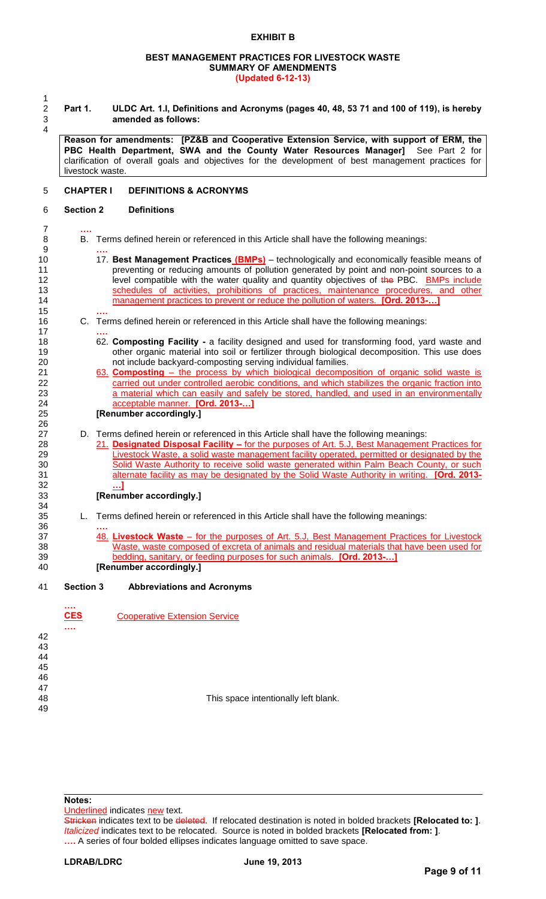**EXHIBIT B**

**BEST MANAGEMENT PRACTICES FOR LIVESTOCK WASTE**
**SUMMARY OF AMENDMENTS**
**(Updated 6-12-13)**

**Part 1. ULDC Art. 1.I, Definitions and Acronyms (pages 40, 48, 53 71 and 100 of 119), is hereby amended as follows:**

| Reason for amendments: [PZ&B and Cooperative Extension Service, with support of ERM, the PBC Health Department, SWA and the County Water Resources Manager] See Part 2 for clarification of overall goals and objectives for the development of best management practices for livestock waste. |
|---|

**CHAPTER I DEFINITIONS & ACRONYMS**

**Section 2 Definitions**

**….**

B. Terms defined herein or referenced in this Article shall have the following meanings:

**….**

17. **Best Management Practices (BMPs)** – technologically and economically feasible means of preventing or reducing amounts of pollution generated by point and non-point sources to a level compatible with the water quality and quantity objectives of ~~the~~ PBC. BMPs include schedules of activities, prohibitions of practices, maintenance procedures, and other management practices to prevent or reduce the pollution of waters. **[Ord. 2013-…]**

**….**

C. Terms defined herein or referenced in this Article shall have the following meanings:

**….**

62. **Composting Facility -** a facility designed and used for transforming food, yard waste and other organic material into soil or fertilizer through biological decomposition. This use does not include backyard-composting serving individual families.

63. **Composting** – the process by which biological decomposition of organic solid waste is carried out under controlled aerobic conditions, and which stabilizes the organic fraction into a material which can easily and safely be stored, handled, and used in an environmentally acceptable manner. **[Ord. 2013-…]**

**[Renumber accordingly.]**

D. Terms defined herein or referenced in this Article shall have the following meanings:

21. **Designated Disposal Facility –** for the purposes of Art. 5.J, Best Management Practices for Livestock Waste, a solid waste management facility operated, permitted or designated by the Solid Waste Authority to receive solid waste generated within Palm Beach County, or such alternate facility as may be designated by the Solid Waste Authority in writing. **[Ord. 2013-…]**

**[Renumber accordingly.]**

L. Terms defined herein or referenced in this Article shall have the following meanings:

**….**

48. **Livestock Waste** – for the purposes of Art. 5.J, Best Management Practices for Livestock Waste, waste composed of excreta of animals and residual materials that have been used for bedding, sanitary, or feeding purposes for such animals. **[Ord. 2013-…]**

**[Renumber accordingly.]**

**Section 3 Abbreviations and Acronyms**

**….**

**CES** Cooperative Extension Service

**….**

This space intentionally left blank.

**Notes:**

Underlined indicates new text.

~~Stricken~~ indicates text to be ~~deleted~~. If relocated destination is noted in bolded brackets **[Relocated to: ]**.

*Italicized* indicates text to be relocated. Source is noted in bolded brackets **[Relocated from: ]**.

**….** A series of four bolded ellipses indicates language omitted to save space.

**LDRAB/LDRC June 19, 2013**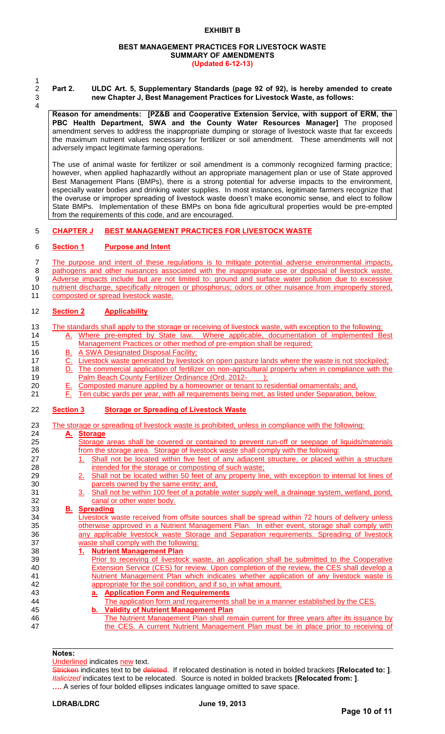# EXHIBIT B

## BEST MANAGEMENT PRACTICES FOR LIVESTOCK WASTE
## SUMMARY OF AMENDMENTS
**(Updated 6-12-13)**

**Part 2. ULDC Art. 5, Supplementary Standards (page 92 of 92), is hereby amended to create new Chapter J, Best Management Practices for Livestock Waste, as follows:**

**Reason for amendments: [PZ&B and Cooperative Extension Service, with support of ERM, the PBC Health Department, SWA and the County Water Resources Manager]** The proposed amendment serves to address the inappropriate dumping or storage of livestock waste that far exceeds the maximum nutrient values necessary for fertilizer or soil amendment. These amendments will not adversely impact legitimate farming operations.

The use of animal waste for fertilizer or soil amendment is a commonly recognized farming practice; however, when applied haphazardly without an appropriate management plan or use of State approved Best Management Plans (BMPs), there is a strong potential for adverse impacts to the environment, especially water bodies and drinking water supplies. In most instances, legitimate farmers recognize that the overuse or improper spreading of livestock waste doesn't make economic sense, and elect to follow State BMPs. Implementation of these BMPs on bona fide agricultural properties would be pre-empted from the requirements of this code, and are encouraged.

**CHAPTER J BEST MANAGEMENT PRACTICES FOR LIVESTOCK WASTE**

**Section 1 Purpose and Intent**

The purpose and intent of these regulations is to mitigate potential adverse environmental impacts, pathogens and other nuisances associated with the inappropriate use or disposal of livestock waste. Adverse impacts include but are not limited to: ground and surface water pollution due to excessive nutrient discharge, specifically nitrogen or phosphorus; odors or other nuisance from improperly stored, composted or spread livestock waste.

**Section 2 Applicability**

The standards shall apply to the storage or receiving of livestock waste, with exception to the following:

A. Where pre-empted by State law. Where applicable, documentation of implemented Best Management Practices or other method of pre-emption shall be required;
B. A SWA Designated Disposal Facility;
C. Livestock waste generated by livestock on open pasture lands where the waste is not stockpiled;
D. The commercial application of fertilizer on non-agricultural property when in compliance with the Palm Beach County Fertilizer Ordinance (Ord. 2012- );
E. Composted manure applied by a homeowner or tenant to residential ornamentals; and,
F. Ten cubic yards per year, with all requirements being met, as listed under Separation, below.

**Section 3 Storage or Spreading of Livestock Waste**

The storage or spreading of livestock waste is prohibited, unless in compliance with the following:

**A. Storage**

Storage areas shall be covered or contained to prevent run-off or seepage of liquids/materials from the storage area. Storage of livestock waste shall comply with the following:

1. Shall not be located within five feet of any adjacent structure, or placed within a structure intended for the storage or composting of such waste;
2. Shall not be located within 50 feet of any property line, with exception to internal lot lines of parcels owned by the same entity; and,
3. Shall not be within 100 feet of a potable water supply well, a drainage system, wetland, pond, canal or other water body.

**B. Spreading**

Livestock waste received from offsite sources shall be spread within 72 hours of delivery unless otherwise approved in a Nutrient Management Plan. In either event, storage shall comply with any applicable livestock waste Storage and Separation requirements. Spreading of livestock waste shall comply with the following:

**1. Nutrient Management Plan**

Prior to receiving of livestock waste, an application shall be submitted to the Cooperative Extension Service (CES) for review. Upon completion of the review, the CES shall develop a Nutrient Management Plan which indicates whether application of any livestock waste is appropriate for the soil condition, and if so, in what amount.

**a. Application Form and Requirements**

The application form and requirements shall be in a manner established by the CES.

**b. Validity of Nutrient Management Plan**

The Nutrient Management Plan shall remain current for three years after its issuance by the CES. A current Nutrient Management Plan must be in place prior to receiving of

**Notes:**

Underlined indicates new text.

Stricken indicates text to be deleted. If relocated destination is noted in bolded brackets **[Relocated to: ]**.
*Italicized* indicates text to be relocated. Source is noted in bolded brackets **[Relocated from: ]**.
**….** A series of four bolded ellipses indicates language omitted to save space.

**LDRAB/LDRC** June 19, 2013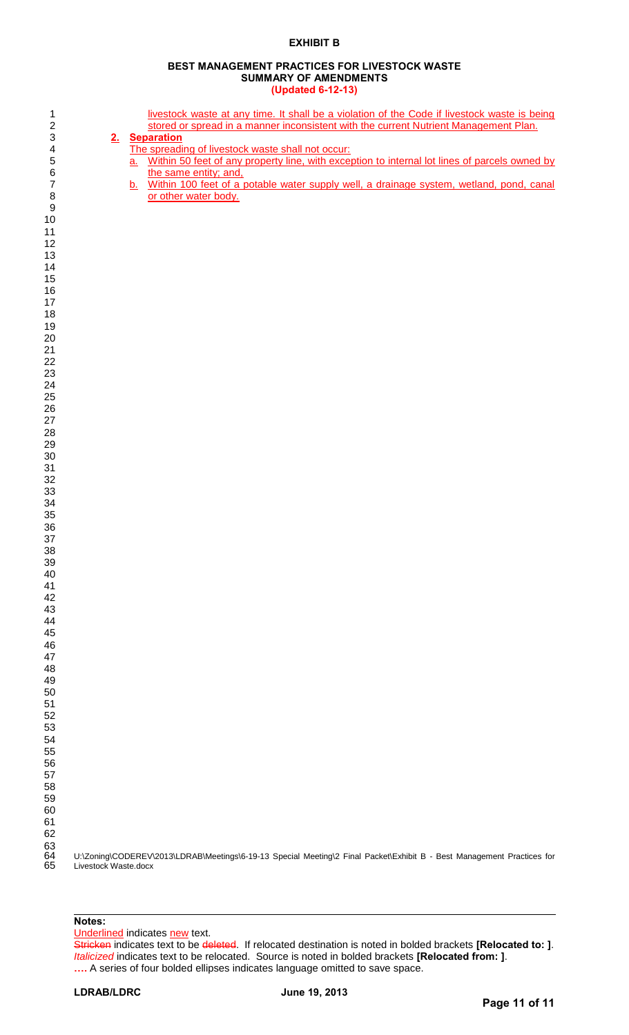livestock waste at any time. It shall be a violation of the Code if livestock waste is being stored or spread in a manner inconsistent with the current Nutrient Management Plan.

**2. Separation**

The spreading of livestock waste shall not occur:

a. Within 50 feet of any property line, with exception to internal lot lines of parcels owned by the same entity; and,

b. Within 100 feet of a potable water supply well, a drainage system, wetland, pond, canal or other water body.

U:\Zoning\CODEREV\2013\LDRAB\Meetings\6-19-13 Special Meeting\2 Final Packet\Exhibit B - Best Management Practices for Livestock Waste.docx

**Notes:**

Underlined indicates new text.

Stricken indicates text to be deleted. If relocated destination is noted in bolded brackets **[Relocated to: ]**.

*Italicized* indicates text to be relocated. Source is noted in bolded brackets **[Relocated from: ]**.

**….** A series of four bolded ellipses indicates language omitted to save space.